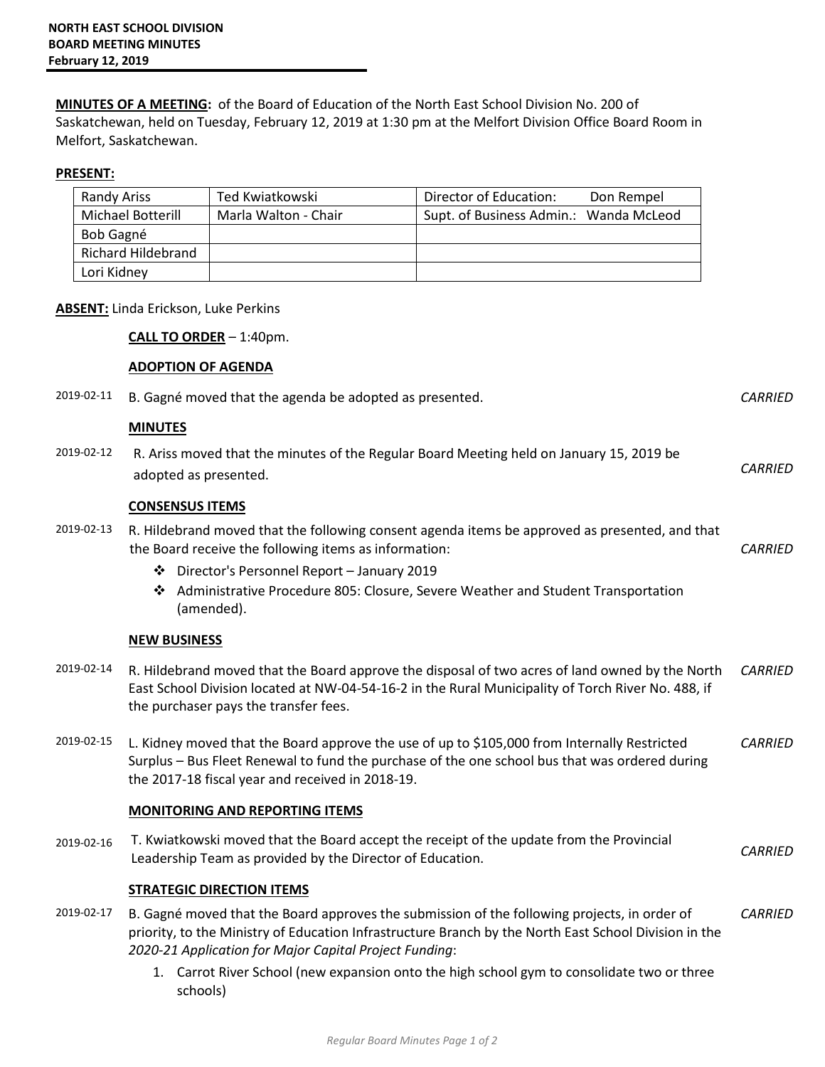**NORTH EAST SCHOOL DIVISION**
**BOARD MEETING MINUTES**
**February 12, 2019**

**MINUTES OF A MEETING:** of the Board of Education of the North East School Division No. 200 of Saskatchewan, held on Tuesday, February 12, 2019 at 1:30 pm at the Melfort Division Office Board Room in Melfort, Saskatchewan.

**PRESENT:**

| | | |
|---|---|---|
| Randy Ariss | Ted Kwiatkowski | Director of Education: Don Rempel |
| Michael Botterill | Marla Walton - Chair | Supt. of Business Admin.: Wanda McLeod |
| Bob Gagné | | |
| Richard Hildebrand | | |
| Lori Kidney | | |

**ABSENT:** Linda Erickson, Luke Perkins

**CALL TO ORDER** – 1:40pm.

**ADOPTION OF AGENDA**

2019-02-11 B. Gagné moved that the agenda be adopted as presented. *CARRIED*

**MINUTES**

2019-02-12 R. Ariss moved that the minutes of the Regular Board Meeting held on January 15, 2019 be adopted as presented. *CARRIED*

**CONSENSUS ITEMS**

2019-02-13 R. Hildebrand moved that the following consent agenda items be approved as presented, and that the Board receive the following items as information: *CARRIED*

- Director's Personnel Report – January 2019
- Administrative Procedure 805: Closure, Severe Weather and Student Transportation (amended).

**NEW BUSINESS**

2019-02-14 R. Hildebrand moved that the Board approve the disposal of two acres of land owned by the North East School Division located at NW-04-54-16-2 in the Rural Municipality of Torch River No. 488, if the purchaser pays the transfer fees. *CARRIED*

2019-02-15 L. Kidney moved that the Board approve the use of up to $105,000 from Internally Restricted Surplus – Bus Fleet Renewal to fund the purchase of the one school bus that was ordered during the 2017-18 fiscal year and received in 2018-19. *CARRIED*

**MONITORING AND REPORTING ITEMS**

2019-02-16 T. Kwiatkowski moved that the Board accept the receipt of the update from the Provincial Leadership Team as provided by the Director of Education. *CARRIED*

**STRATEGIC DIRECTION ITEMS**

2019-02-17 B. Gagné moved that the Board approves the submission of the following projects, in order of priority, to the Ministry of Education Infrastructure Branch by the North East School Division in the *2020-21 Application for Major Capital Project Funding*: *CARRIED*

1. Carrot River School (new expansion onto the high school gym to consolidate two or three schools)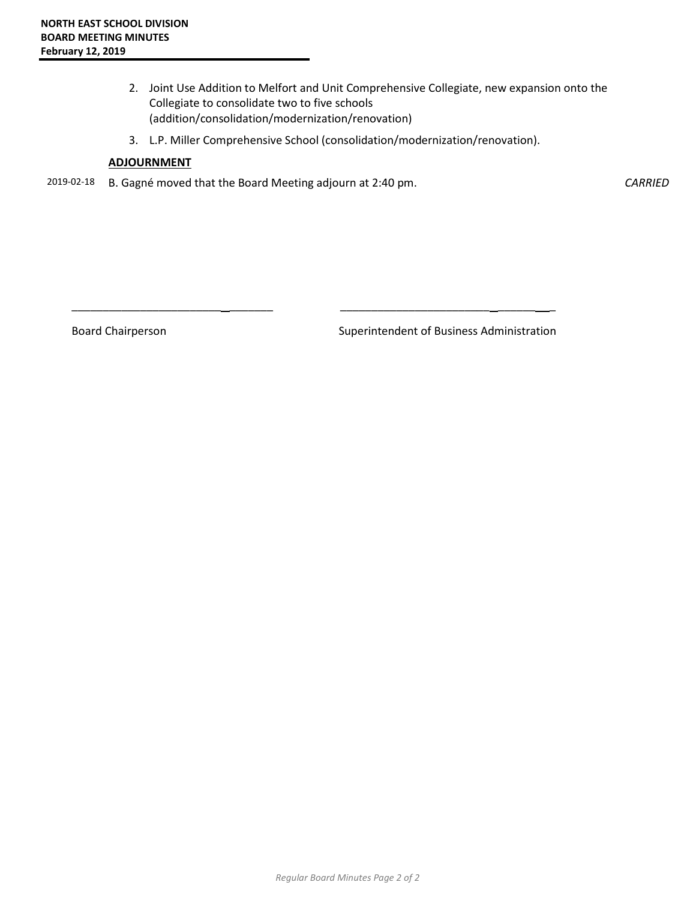2. Joint Use Addition to Melfort and Unit Comprehensive Collegiate, new expansion onto the Collegiate to consolidate two to five schools (addition/consolidation/modernization/renovation)
3. L.P. Miller Comprehensive School (consolidation/modernization/renovation).

**ADJOURNMENT**

2019-02-18 B. Gagné moved that the Board Meeting adjourn at 2:40 pm. *CARRIED*

\_\_\_\_\_\_\_\_\_\_\_\_\_\_\_\_\_\_\_\_\_\_\_\_\_\_\_\_\_\_\_\_\_\_

Board Chairperson

\_\_\_\_\_\_\_\_\_\_\_\_\_\_\_\_\_\_\_\_\_\_\_\_\_\_\_\_\_\_\_\_\_\_

Superintendent of Business Administration